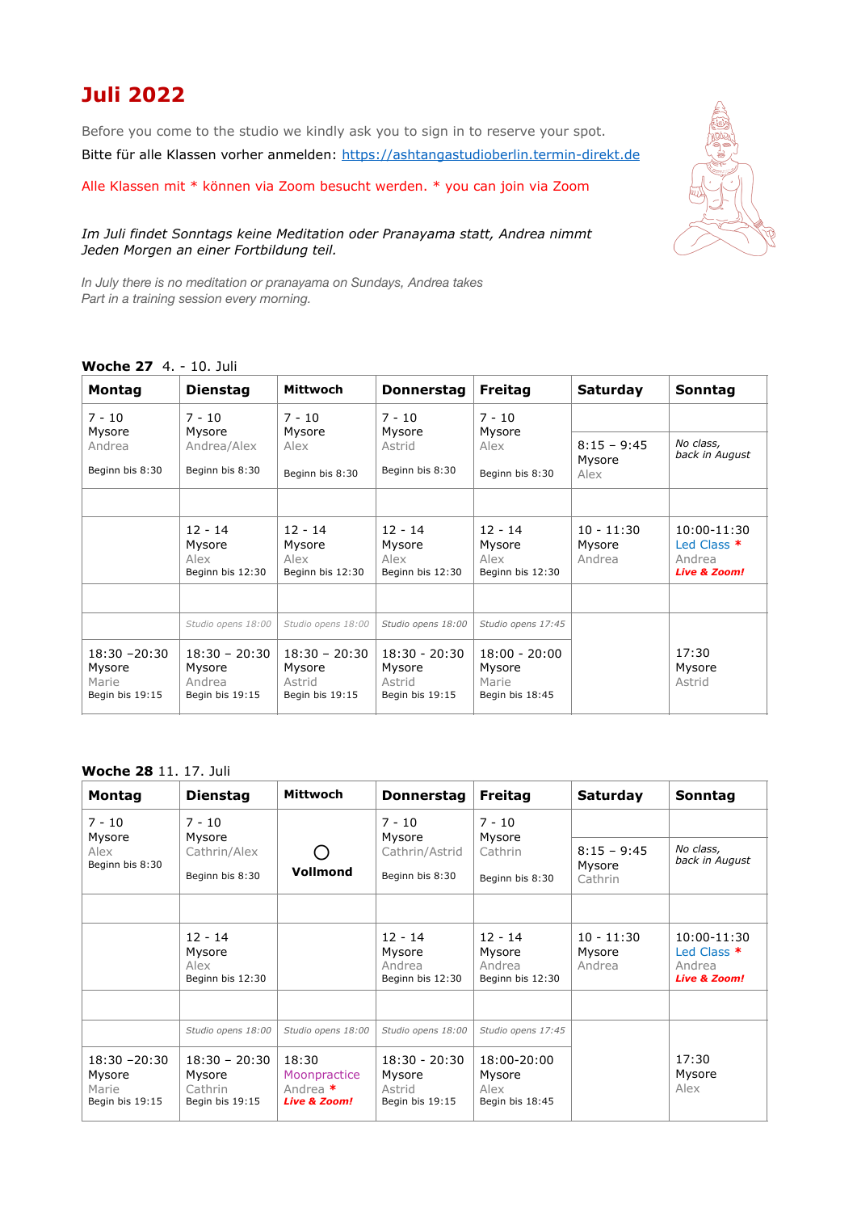# Juli 2022

Before you come to the studio we kindly ask you to sign in to reserve your spot.

Bitte für alle Klassen vorher anmelden: https://ashtangastudioberlin.termin-direkt.de

Alle Klassen mit * können via Zoom besucht werden. * you can join via Zoom

*Im Juli findet Sonntags keine Meditation oder Pranayama statt, Andrea nimmt Jeden Morgen an einer Fortbildung teil.*

*In July there is no meditation or pranayama on Sundays, Andrea takes Part in a training session every morning.*

**Woche 27** 4. - 10. Juli

| Montag | Dienstag | Mittwoch | Donnerstag | Freitag | Saturday | Sonntag |
|---|---|---|---|---|---|---|
| 7 - 10 Mysore Andrea Beginn bis 8:30 | 7 - 10 Mysore Andrea/Alex Beginn bis 8:30 | 7 - 10 Mysore Alex Beginn bis 8:30 | 7 - 10 Mysore Astrid Beginn bis 8:30 | 7 - 10 Mysore Alex Beginn bis 8:30 | 8:15 – 9:45 Mysore Alex | *No class, back in August* |
| | | | | | | |
| | 12 - 14 Mysore Alex Beginn bis 12:30 | 12 - 14 Mysore Alex Beginn bis 12:30 | 12 - 14 Mysore Alex Beginn bis 12:30 | 12 - 14 Mysore Alex Beginn bis 12:30 | 10 - 11:30 Mysore Andrea | 10:00-11:30 Led Class * Andrea ***Live & Zoom!*** |
| | | | | | | |
| | *Studio opens 18:00* | *Studio opens 18:00* | *Studio opens 18:00* | *Studio opens 17:45* | | |
| 18:30 –20:30 Mysore Marie Begin bis 19:15 | 18:30 – 20:30 Mysore Andrea Begin bis 19:15 | 18:30 – 20:30 Mysore Astrid Begin bis 19:15 | 18:30 - 20:30 Mysore Astrid Begin bis 19:15 | 18:00 - 20:00 Mysore Marie Begin bis 18:45 | | 17:30 Mysore Astrid |

**Woche 28** 11. 17. Juli

| Montag | Dienstag | Mittwoch | Donnerstag | Freitag | Saturday | Sonntag |
|---|---|---|---|---|---|---|
| 7 - 10 Mysore Alex Beginn bis 8:30 | 7 - 10 Mysore Cathrin/Alex Beginn bis 8:30 | ○ **Vollmond** | 7 - 10 Mysore Cathrin/Astrid Beginn bis 8:30 | 7 - 10 Mysore Cathrin Beginn bis 8:30 | 8:15 – 9:45 Mysore Cathrin | *No class, back in August* |
| | | | | | | |
| | 12 - 14 Mysore Alex Beginn bis 12:30 | | 12 - 14 Mysore Andrea Beginn bis 12:30 | 12 - 14 Mysore Andrea Beginn bis 12:30 | 10 - 11:30 Mysore Andrea | 10:00-11:30 Led Class * Andrea ***Live & Zoom!*** |
| | | | | | | |
| | *Studio opens 18:00* | *Studio opens 18:00* | *Studio opens 18:00* | *Studio opens 17:45* | | |
| 18:30 –20:30 Mysore Marie Begin bis 19:15 | 18:30 – 20:30 Mysore Cathrin Begin bis 19:15 | 18:30 Moonpractice Andrea * ***Live & Zoom!*** | 18:30 - 20:30 Mysore Astrid Begin bis 19:15 | 18:00-20:00 Mysore Alex Begin bis 18:45 | | 17:30 Mysore Alex |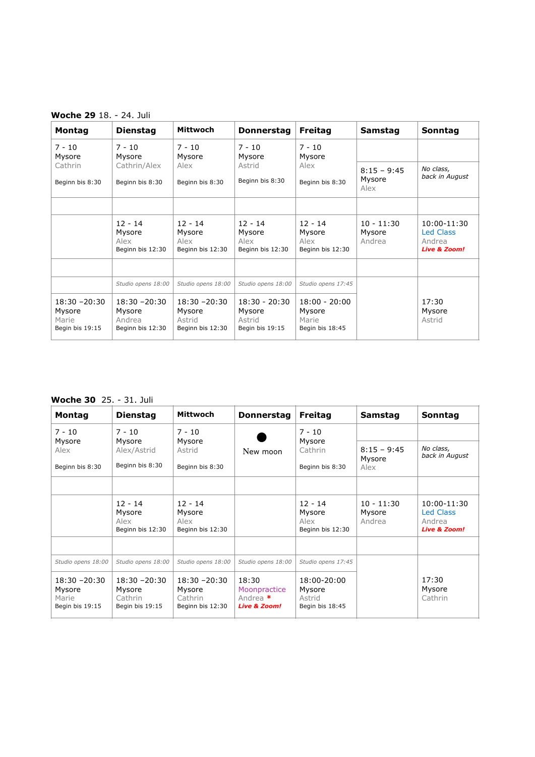**Woche 29** 18. - 24. Juli

| Montag | Dienstag | Mittwoch | Donnerstag | Freitag | Samstag | Sonntag |
|---|---|---|---|---|---|---|
| 7 - 10 Mysore Cathrin Beginn bis 8:30 | 7 - 10 Mysore Cathrin/Alex Beginn bis 8:30 | 7 - 10 Mysore Alex Beginn bis 8:30 | 7 - 10 Mysore Astrid Beginn bis 8:30 | 7 - 10 Mysore Alex Beginn bis 8:30 | 8:15 – 9:45 Mysore Alex | *No class, back in August* |
| | | | | | | |
| | 12 - 14 Mysore Alex Beginn bis 12:30 | 12 - 14 Mysore Alex Beginn bis 12:30 | 12 - 14 Mysore Alex Beginn bis 12:30 | 12 - 14 Mysore Alex Beginn bis 12:30 | 10 - 11:30 Mysore Andrea | 10:00-11:30 Led Class Andrea ***Live & Zoom!*** |
| | | | | | | |
| | *Studio opens 18:00* | *Studio opens 18:00* | *Studio opens 18:00* | *Studio opens 17:45* | | |
| 18:30 –20:30 Mysore Marie Begin bis 19:15 | 18:30 –20:30 Mysore Andrea Beginn bis 12:30 | 18:30 –20:30 Mysore Astrid Beginn bis 12:30 | 18:30 - 20:30 Mysore Astrid Begin bis 19:15 | 18:00 - 20:00 Mysore Marie Begin bis 18:45 | | 17:30 Mysore Astrid |

**Woche 30** 25. - 31. Juli

| Montag | Dienstag | Mittwoch | Donnerstag | Freitag | Samstag | Sonntag |
|---|---|---|---|---|---|---|
| 7 - 10 Mysore Alex Beginn bis 8:30 | 7 - 10 Mysore Alex/Astrid Beginn bis 8:30 | 7 - 10 Mysore Astrid Beginn bis 8:30 | ● New moon | 7 - 10 Mysore Cathrin Beginn bis 8:30 | 8:15 – 9:45 Mysore Alex | *No class, back in August* |
| | | | | | | |
| | 12 - 14 Mysore Alex Beginn bis 12:30 | 12 - 14 Mysore Alex Beginn bis 12:30 | | 12 - 14 Mysore Alex Beginn bis 12:30 | 10 - 11:30 Mysore Andrea | 10:00-11:30 Led Class Andrea ***Live & Zoom!*** |
| | | | | | | |
| *Studio opens 18:00* | *Studio opens 18:00* | *Studio opens 18:00* | *Studio opens 18:00* | *Studio opens 17:45* | | |
| 18:30 –20:30 Mysore Marie Begin bis 19:15 | 18:30 –20:30 Mysore Cathrin Begin bis 19:15 | 18:30 –20:30 Mysore Cathrin Beginn bis 12:30 | 18:30 Moonpractice Andrea * ***Live & Zoom!*** | 18:00-20:00 Mysore Astrid Begin bis 18:45 | | 17:30 Mysore Cathrin |